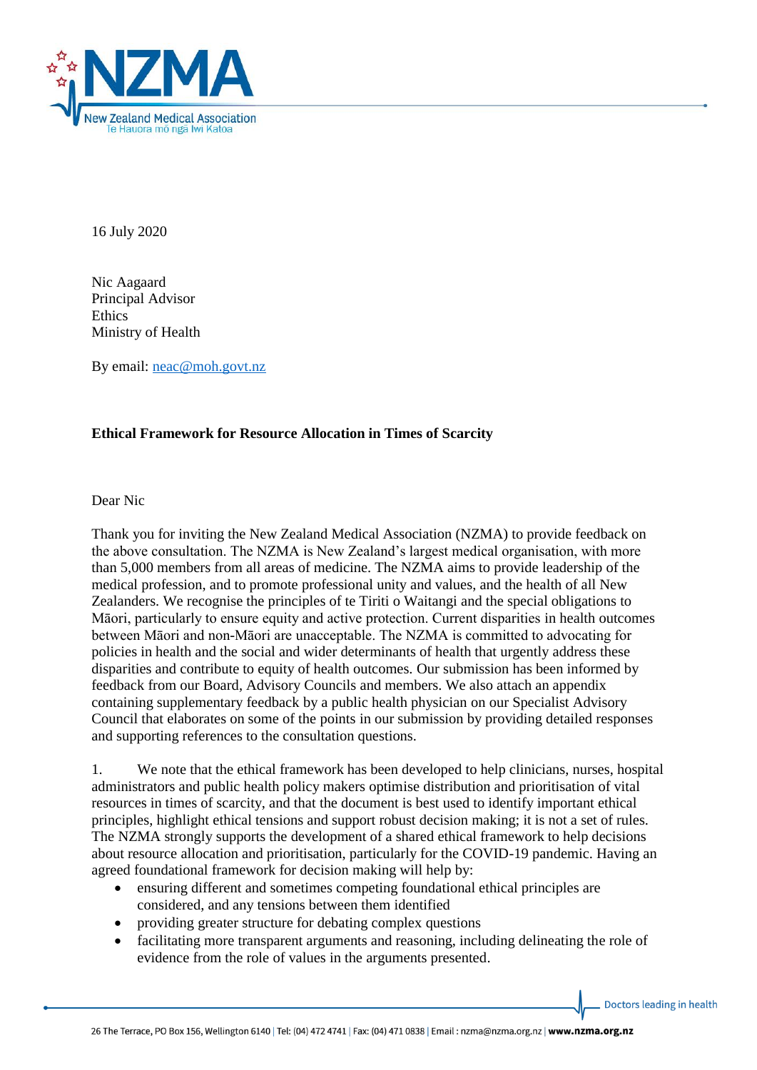16 July 2020

Nic Aagaard
Principal Advisor
Ethics
Ministry of Health

By email: neac@moh.govt.nz

**Ethical Framework for Resource Allocation in Times of Scarcity**

Dear Nic

Thank you for inviting the New Zealand Medical Association (NZMA) to provide feedback on the above consultation. The NZMA is New Zealand's largest medical organisation, with more than 5,000 members from all areas of medicine. The NZMA aims to provide leadership of the medical profession, and to promote professional unity and values, and the health of all New Zealanders. We recognise the principles of te Tiriti o Waitangi and the special obligations to Māori, particularly to ensure equity and active protection. Current disparities in health outcomes between Māori and non-Māori are unacceptable. The NZMA is committed to advocating for policies in health and the social and wider determinants of health that urgently address these disparities and contribute to equity of health outcomes. Our submission has been informed by feedback from our Board, Advisory Councils and members. We also attach an appendix containing supplementary feedback by a public health physician on our Specialist Advisory Council that elaborates on some of the points in our submission by providing detailed responses and supporting references to the consultation questions.

1. We note that the ethical framework has been developed to help clinicians, nurses, hospital administrators and public health policy makers optimise distribution and prioritisation of vital resources in times of scarcity, and that the document is best used to identify important ethical principles, highlight ethical tensions and support robust decision making; it is not a set of rules. The NZMA strongly supports the development of a shared ethical framework to help decisions about resource allocation and prioritisation, particularly for the COVID-19 pandemic. Having an agreed foundational framework for decision making will help by:
   - ensuring different and sometimes competing foundational ethical principles are considered, and any tensions between them identified
   - providing greater structure for debating complex questions
   - facilitating more transparent arguments and reasoning, including delineating the role of evidence from the role of values in the arguments presented.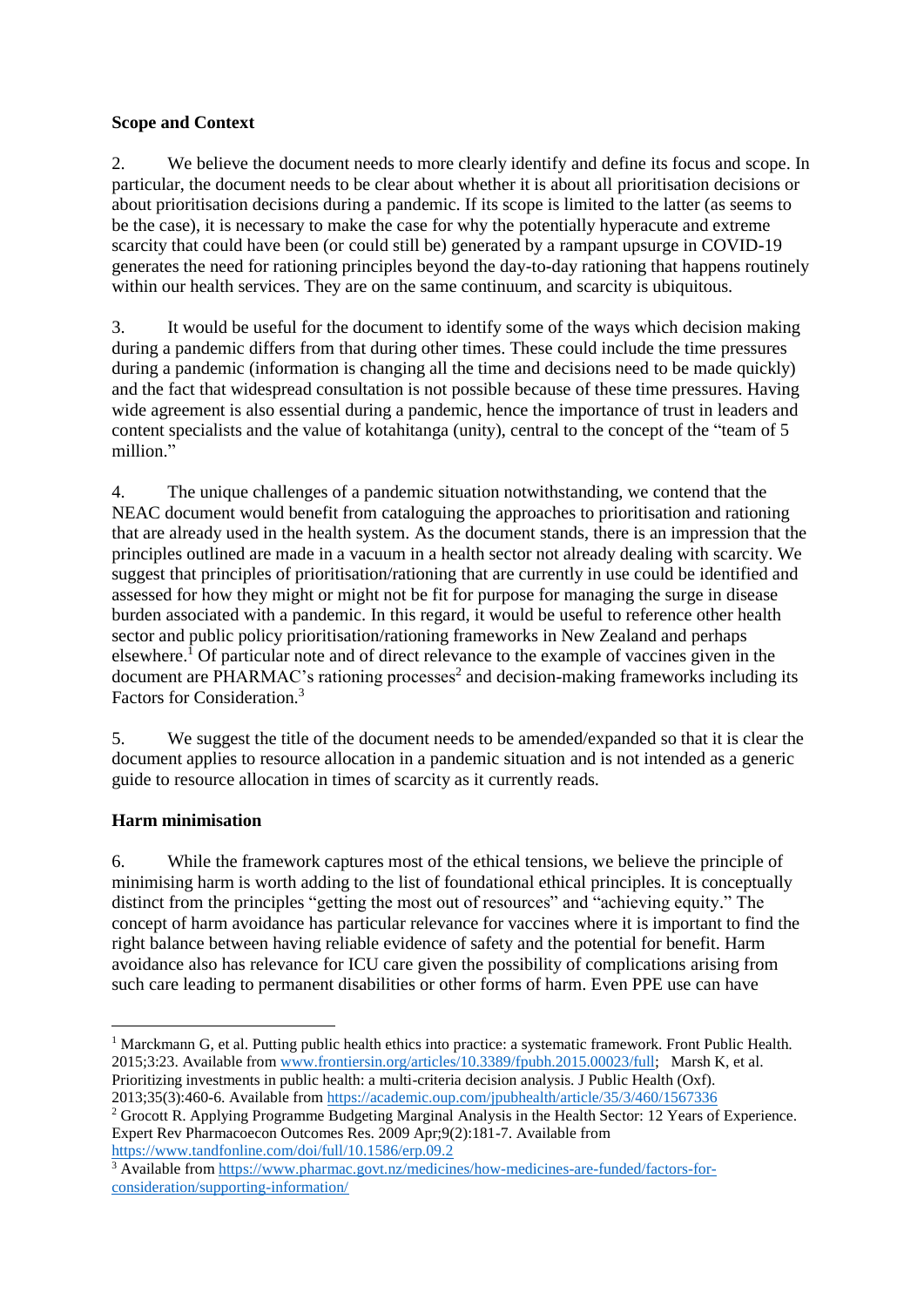**Scope and Context**

2. We believe the document needs to more clearly identify and define its focus and scope. In particular, the document needs to be clear about whether it is about all prioritisation decisions or about prioritisation decisions during a pandemic. If its scope is limited to the latter (as seems to be the case), it is necessary to make the case for why the potentially hyperacute and extreme scarcity that could have been (or could still be) generated by a rampant upsurge in COVID-19 generates the need for rationing principles beyond the day-to-day rationing that happens routinely within our health services. They are on the same continuum, and scarcity is ubiquitous.

3. It would be useful for the document to identify some of the ways which decision making during a pandemic differs from that during other times. These could include the time pressures during a pandemic (information is changing all the time and decisions need to be made quickly) and the fact that widespread consultation is not possible because of these time pressures. Having wide agreement is also essential during a pandemic, hence the importance of trust in leaders and content specialists and the value of kotahitanga (unity), central to the concept of the "team of 5 million."

4. The unique challenges of a pandemic situation notwithstanding, we contend that the NEAC document would benefit from cataloguing the approaches to prioritisation and rationing that are already used in the health system. As the document stands, there is an impression that the principles outlined are made in a vacuum in a health sector not already dealing with scarcity. We suggest that principles of prioritisation/rationing that are currently in use could be identified and assessed for how they might or might not be fit for purpose for managing the surge in disease burden associated with a pandemic. In this regard, it would be useful to reference other health sector and public policy prioritisation/rationing frameworks in New Zealand and perhaps elsewhere.[1] Of particular note and of direct relevance to the example of vaccines given in the document are PHARMAC's rationing processes[2] and decision-making frameworks including its Factors for Consideration.[3]

5. We suggest the title of the document needs to be amended/expanded so that it is clear the document applies to resource allocation in a pandemic situation and is not intended as a generic guide to resource allocation in times of scarcity as it currently reads.

**Harm minimisation**

6. While the framework captures most of the ethical tensions, we believe the principle of minimising harm is worth adding to the list of foundational ethical principles. It is conceptually distinct from the principles "getting the most out of resources" and "achieving equity." The concept of harm avoidance has particular relevance for vaccines where it is important to find the right balance between having reliable evidence of safety and the potential for benefit. Harm avoidance also has relevance for ICU care given the possibility of complications arising from such care leading to permanent disabilities or other forms of harm. Even PPE use can have

---

[1] Marckmann G, et al. Putting public health ethics into practice: a systematic framework. Front Public Health. 2015;3:23. Available from www.frontiersin.org/articles/10.3389/fpubh.2015.00023/full; Marsh K, et al. Prioritizing investments in public health: a multi-criteria decision analysis. J Public Health (Oxf). 2013;35(3):460-6. Available from https://academic.oup.com/jpubhealth/article/35/3/460/1567336

[2] Grocott R. Applying Programme Budgeting Marginal Analysis in the Health Sector: 12 Years of Experience. Expert Rev Pharmacoecon Outcomes Res. 2009 Apr;9(2):181-7. Available from https://www.tandfonline.com/doi/full/10.1586/erp.09.2

[3] Available from https://www.pharmac.govt.nz/medicines/how-medicines-are-funded/factors-for-consideration/supporting-information/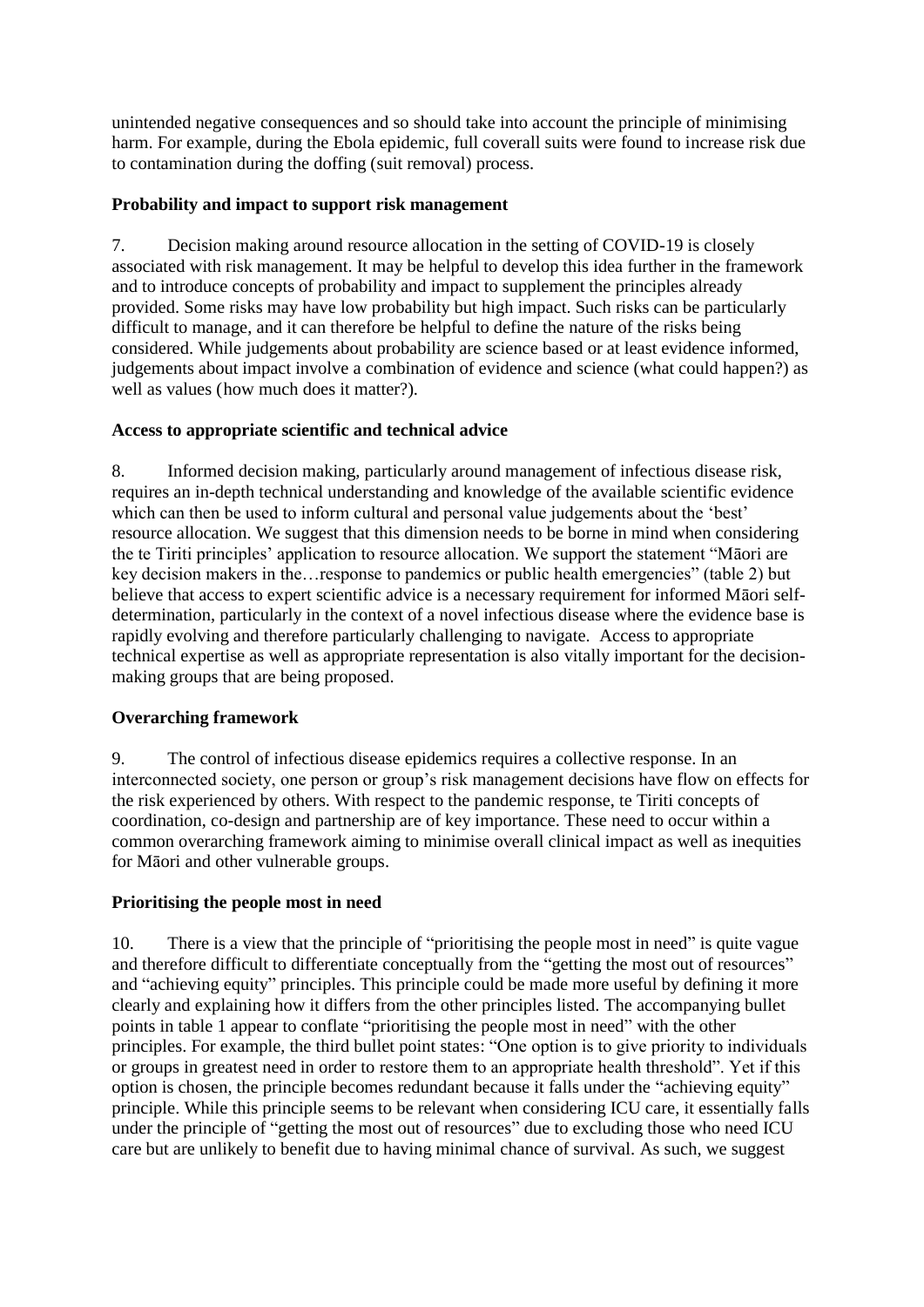unintended negative consequences and so should take into account the principle of minimising harm. For example, during the Ebola epidemic, full coverall suits were found to increase risk due to contamination during the doffing (suit removal) process.

**Probability and impact to support risk management**

7. Decision making around resource allocation in the setting of COVID-19 is closely associated with risk management. It may be helpful to develop this idea further in the framework and to introduce concepts of probability and impact to supplement the principles already provided. Some risks may have low probability but high impact. Such risks can be particularly difficult to manage, and it can therefore be helpful to define the nature of the risks being considered. While judgements about probability are science based or at least evidence informed, judgements about impact involve a combination of evidence and science (what could happen?) as well as values (how much does it matter?).

**Access to appropriate scientific and technical advice**

8. Informed decision making, particularly around management of infectious disease risk, requires an in-depth technical understanding and knowledge of the available scientific evidence which can then be used to inform cultural and personal value judgements about the 'best' resource allocation. We suggest that this dimension needs to be borne in mind when considering the te Tiriti principles' application to resource allocation. We support the statement "Māori are key decision makers in the…response to pandemics or public health emergencies" (table 2) but believe that access to expert scientific advice is a necessary requirement for informed Māori self-determination, particularly in the context of a novel infectious disease where the evidence base is rapidly evolving and therefore particularly challenging to navigate. Access to appropriate technical expertise as well as appropriate representation is also vitally important for the decision-making groups that are being proposed.

**Overarching framework**

9. The control of infectious disease epidemics requires a collective response. In an interconnected society, one person or group's risk management decisions have flow on effects for the risk experienced by others. With respect to the pandemic response, te Tiriti concepts of coordination, co-design and partnership are of key importance. These need to occur within a common overarching framework aiming to minimise overall clinical impact as well as inequities for Māori and other vulnerable groups.

**Prioritising the people most in need**

10. There is a view that the principle of "prioritising the people most in need" is quite vague and therefore difficult to differentiate conceptually from the "getting the most out of resources" and "achieving equity" principles. This principle could be made more useful by defining it more clearly and explaining how it differs from the other principles listed. The accompanying bullet points in table 1 appear to conflate "prioritising the people most in need" with the other principles. For example, the third bullet point states: "One option is to give priority to individuals or groups in greatest need in order to restore them to an appropriate health threshold". Yet if this option is chosen, the principle becomes redundant because it falls under the "achieving equity" principle. While this principle seems to be relevant when considering ICU care, it essentially falls under the principle of "getting the most out of resources" due to excluding those who need ICU care but are unlikely to benefit due to having minimal chance of survival. As such, we suggest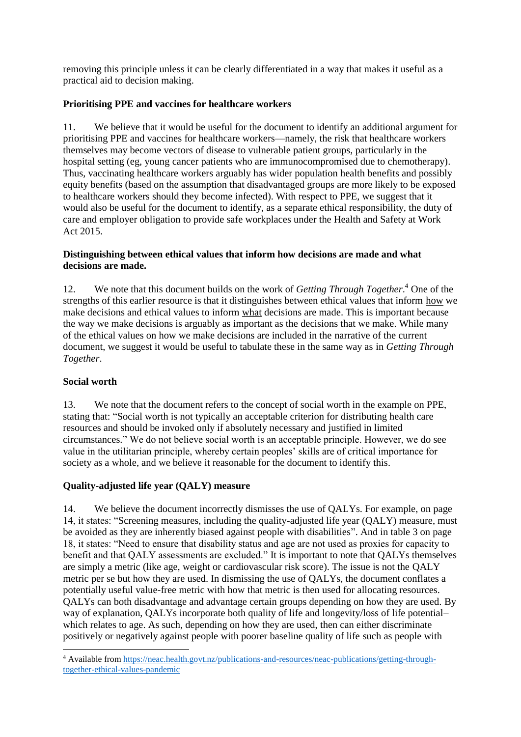removing this principle unless it can be clearly differentiated in a way that makes it useful as a practical aid to decision making.

**Prioritising PPE and vaccines for healthcare workers**

11. We believe that it would be useful for the document to identify an additional argument for prioritising PPE and vaccines for healthcare workers—namely, the risk that healthcare workers themselves may become vectors of disease to vulnerable patient groups, particularly in the hospital setting (eg, young cancer patients who are immunocompromised due to chemotherapy). Thus, vaccinating healthcare workers arguably has wider population health benefits and possibly equity benefits (based on the assumption that disadvantaged groups are more likely to be exposed to healthcare workers should they become infected). With respect to PPE, we suggest that it would also be useful for the document to identify, as a separate ethical responsibility, the duty of care and employer obligation to provide safe workplaces under the Health and Safety at Work Act 2015.

**Distinguishing between ethical values that inform how decisions are made and what decisions are made.**

12. We note that this document builds on the work of *Getting Through Together*.[4] One of the strengths of this earlier resource is that it distinguishes between ethical values that inform how we make decisions and ethical values to inform what decisions are made. This is important because the way we make decisions is arguably as important as the decisions that we make. While many of the ethical values on how we make decisions are included in the narrative of the current document, we suggest it would be useful to tabulate these in the same way as in *Getting Through Together*.

**Social worth**

13. We note that the document refers to the concept of social worth in the example on PPE, stating that: "Social worth is not typically an acceptable criterion for distributing health care resources and should be invoked only if absolutely necessary and justified in limited circumstances." We do not believe social worth is an acceptable principle. However, we do see value in the utilitarian principle, whereby certain peoples' skills are of critical importance for society as a whole, and we believe it reasonable for the document to identify this.

**Quality-adjusted life year (QALY) measure**

14. We believe the document incorrectly dismisses the use of QALYs. For example, on page 14, it states: "Screening measures, including the quality-adjusted life year (QALY) measure, must be avoided as they are inherently biased against people with disabilities". And in table 3 on page 18, it states: "Need to ensure that disability status and age are not used as proxies for capacity to benefit and that QALY assessments are excluded." It is important to note that QALYs themselves are simply a metric (like age, weight or cardiovascular risk score). The issue is not the QALY metric per se but how they are used. In dismissing the use of QALYs, the document conflates a potentially useful value-free metric with how that metric is then used for allocating resources. QALYs can both disadvantage and advantage certain groups depending on how they are used. By way of explanation, QALYs incorporate both quality of life and longevity/loss of life potential–which relates to age. As such, depending on how they are used, then can either discriminate positively or negatively against people with poorer baseline quality of life such as people with

[4] Available from https://neac.health.govt.nz/publications-and-resources/neac-publications/getting-through-together-ethical-values-pandemic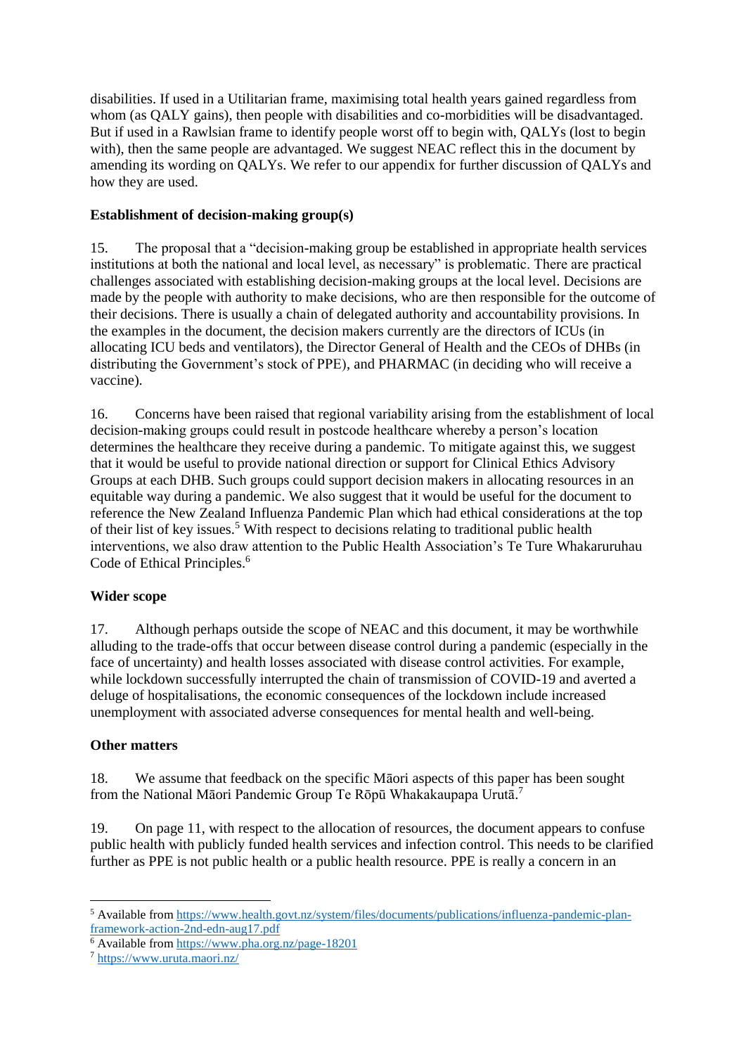disabilities. If used in a Utilitarian frame, maximising total health years gained regardless from whom (as QALY gains), then people with disabilities and co-morbidities will be disadvantaged. But if used in a Rawlsian frame to identify people worst off to begin with, QALYs (lost to begin with), then the same people are advantaged. We suggest NEAC reflect this in the document by amending its wording on QALYs. We refer to our appendix for further discussion of QALYs and how they are used.

**Establishment of decision-making group(s)**

15. The proposal that a "decision-making group be established in appropriate health services institutions at both the national and local level, as necessary" is problematic. There are practical challenges associated with establishing decision-making groups at the local level. Decisions are made by the people with authority to make decisions, who are then responsible for the outcome of their decisions. There is usually a chain of delegated authority and accountability provisions. In the examples in the document, the decision makers currently are the directors of ICUs (in allocating ICU beds and ventilators), the Director General of Health and the CEOs of DHBs (in distributing the Government's stock of PPE), and PHARMAC (in deciding who will receive a vaccine).

16. Concerns have been raised that regional variability arising from the establishment of local decision-making groups could result in postcode healthcare whereby a person's location determines the healthcare they receive during a pandemic. To mitigate against this, we suggest that it would be useful to provide national direction or support for Clinical Ethics Advisory Groups at each DHB. Such groups could support decision makers in allocating resources in an equitable way during a pandemic. We also suggest that it would be useful for the document to reference the New Zealand Influenza Pandemic Plan which had ethical considerations at the top of their list of key issues.[5] With respect to decisions relating to traditional public health interventions, we also draw attention to the Public Health Association's Te Ture Whakaruruhau Code of Ethical Principles.[6]

**Wider scope**

17. Although perhaps outside the scope of NEAC and this document, it may be worthwhile alluding to the trade-offs that occur between disease control during a pandemic (especially in the face of uncertainty) and health losses associated with disease control activities. For example, while lockdown successfully interrupted the chain of transmission of COVID-19 and averted a deluge of hospitalisations, the economic consequences of the lockdown include increased unemployment with associated adverse consequences for mental health and well-being.

**Other matters**

18. We assume that feedback on the specific Māori aspects of this paper has been sought from the National Māori Pandemic Group Te Rōpū Whakakaupapa Urutā.[7]

19. On page 11, with respect to the allocation of resources, the document appears to confuse public health with publicly funded health services and infection control. This needs to be clarified further as PPE is not public health or a public health resource. PPE is really a concern in an

---

[5] Available from https://www.health.govt.nz/system/files/documents/publications/influenza-pandemic-plan-framework-action-2nd-edn-aug17.pdf

[6] Available from https://www.pha.org.nz/page-18201

[7] https://www.uruta.maori.nz/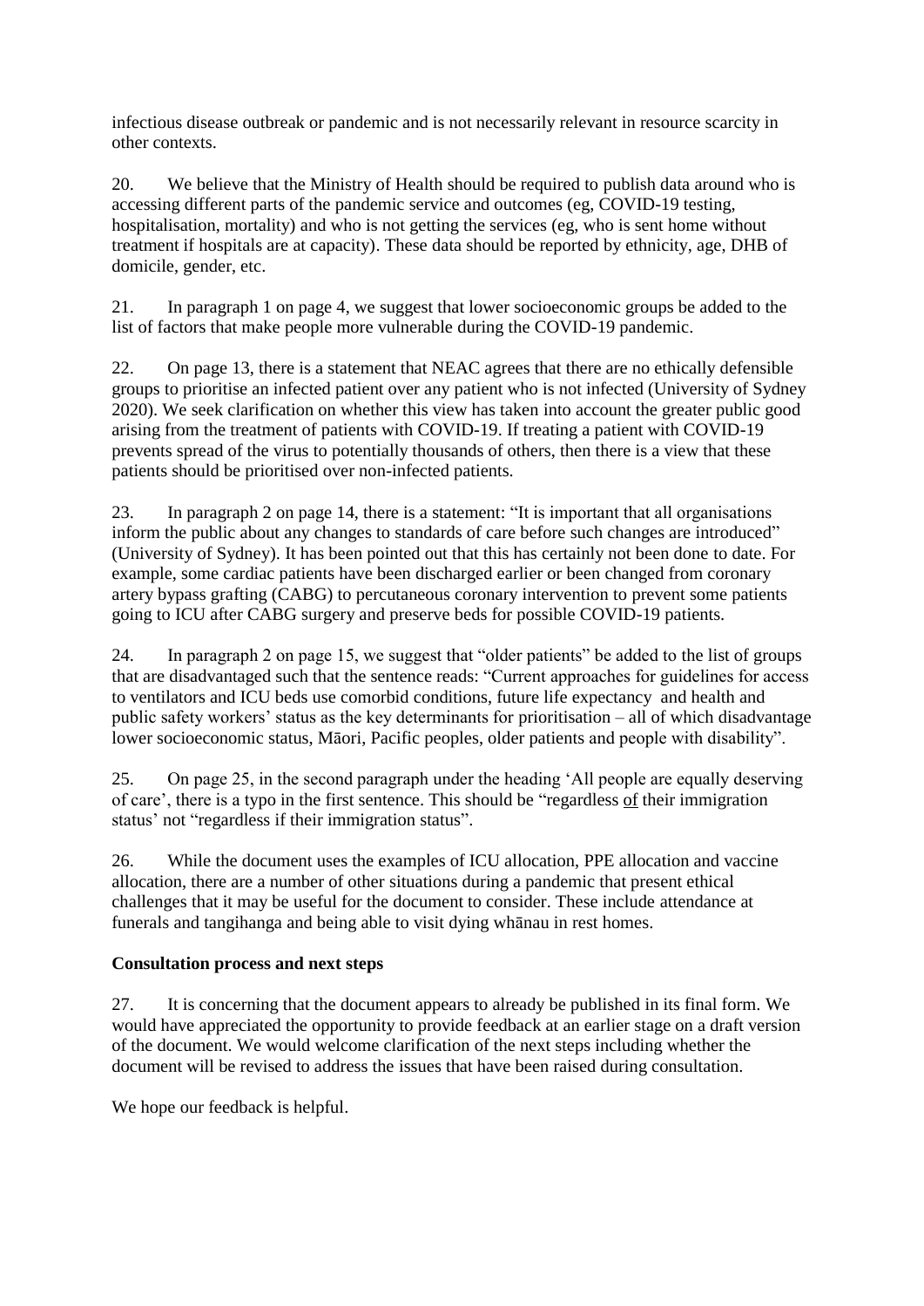infectious disease outbreak or pandemic and is not necessarily relevant in resource scarcity in other contexts.

20. We believe that the Ministry of Health should be required to publish data around who is accessing different parts of the pandemic service and outcomes (eg, COVID-19 testing, hospitalisation, mortality) and who is not getting the services (eg, who is sent home without treatment if hospitals are at capacity). These data should be reported by ethnicity, age, DHB of domicile, gender, etc.

21. In paragraph 1 on page 4, we suggest that lower socioeconomic groups be added to the list of factors that make people more vulnerable during the COVID-19 pandemic.

22. On page 13, there is a statement that NEAC agrees that there are no ethically defensible groups to prioritise an infected patient over any patient who is not infected (University of Sydney 2020). We seek clarification on whether this view has taken into account the greater public good arising from the treatment of patients with COVID-19. If treating a patient with COVID-19 prevents spread of the virus to potentially thousands of others, then there is a view that these patients should be prioritised over non-infected patients.

23. In paragraph 2 on page 14, there is a statement: "It is important that all organisations inform the public about any changes to standards of care before such changes are introduced" (University of Sydney). It has been pointed out that this has certainly not been done to date. For example, some cardiac patients have been discharged earlier or been changed from coronary artery bypass grafting (CABG) to percutaneous coronary intervention to prevent some patients going to ICU after CABG surgery and preserve beds for possible COVID-19 patients.

24. In paragraph 2 on page 15, we suggest that "older patients" be added to the list of groups that are disadvantaged such that the sentence reads: "Current approaches for guidelines for access to ventilators and ICU beds use comorbid conditions, future life expectancy and health and public safety workers' status as the key determinants for prioritisation – all of which disadvantage lower socioeconomic status, Māori, Pacific peoples, older patients and people with disability".

25. On page 25, in the second paragraph under the heading 'All people are equally deserving of care', there is a typo in the first sentence. This should be "regardless of their immigration status' not "regardless if their immigration status".

26. While the document uses the examples of ICU allocation, PPE allocation and vaccine allocation, there are a number of other situations during a pandemic that present ethical challenges that it may be useful for the document to consider. These include attendance at funerals and tangihanga and being able to visit dying whānau in rest homes.

**Consultation process and next steps**

27. It is concerning that the document appears to already be published in its final form. We would have appreciated the opportunity to provide feedback at an earlier stage on a draft version of the document. We would welcome clarification of the next steps including whether the document will be revised to address the issues that have been raised during consultation.

We hope our feedback is helpful.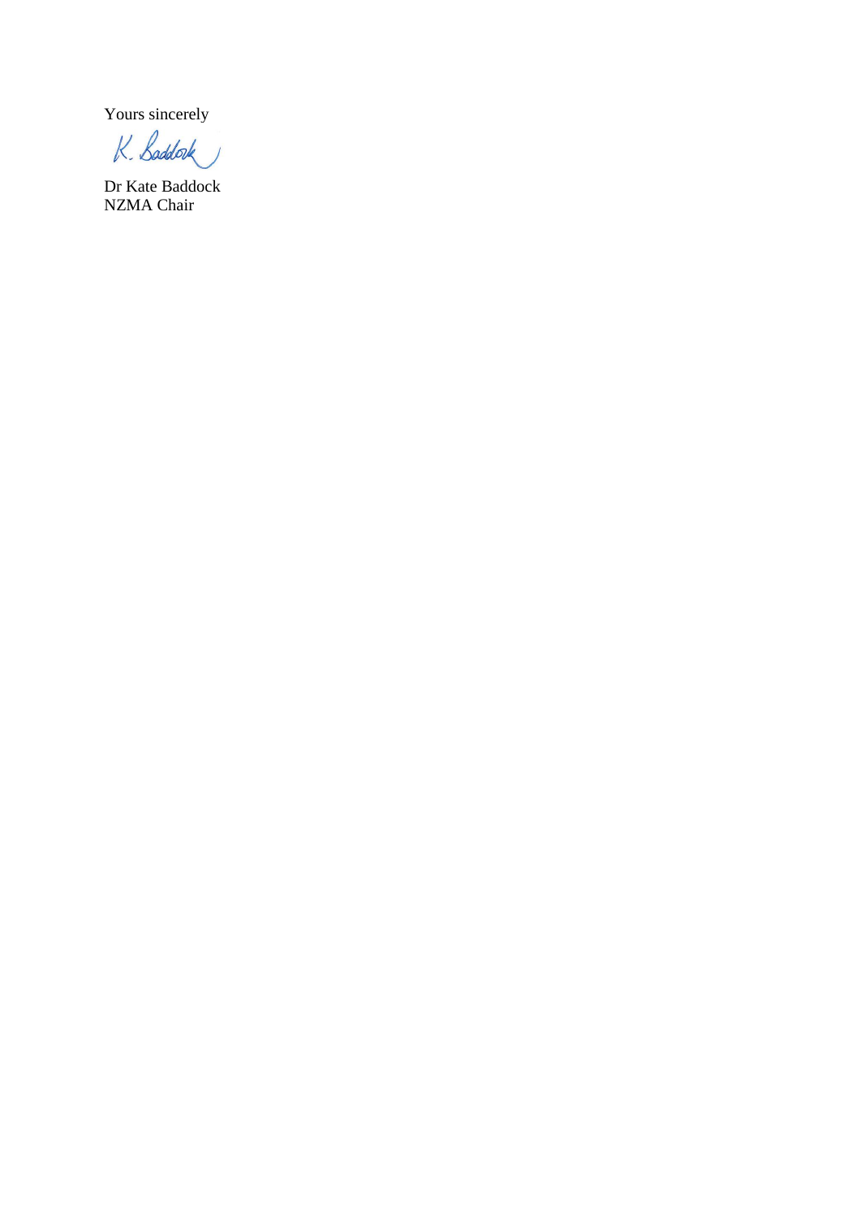Yours sincerely

K. Baddock

Dr Kate Baddock
NZMA Chair